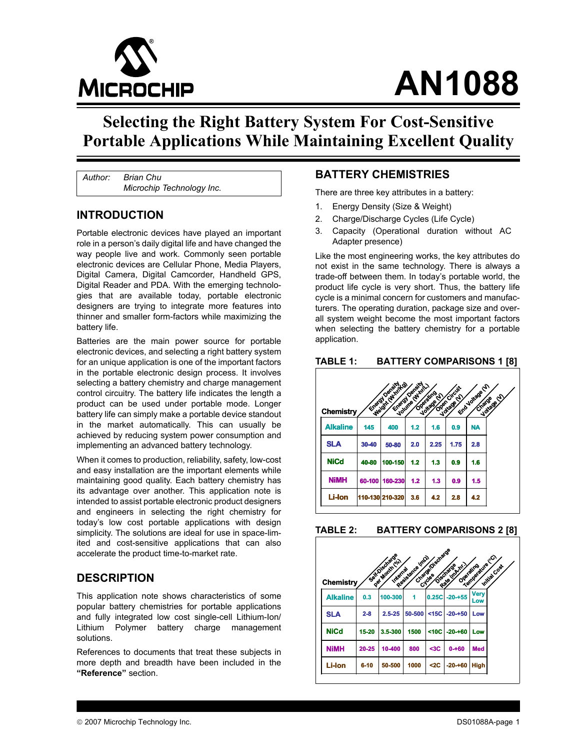# AN1088

# Selecting the Right Battery System For Cost-Sensitive Portable Applications While Maintaining Excellent Quality

*Author: Brian Chu*
*Microchip Technology Inc.*

## INTRODUCTION

Portable electronic devices have played an important role in a person's daily digital life and have changed the way people live and work. Commonly seen portable electronic devices are Cellular Phone, Media Players, Digital Camera, Digital Camcorder, Handheld GPS, Digital Reader and PDA. With the emerging technologies that are available today, portable electronic designers are trying to integrate more features into thinner and smaller form-factors while maximizing the battery life.

Batteries are the main power source for portable electronic devices, and selecting a right battery system for an unique application is one of the important factors in the portable electronic design process. It involves selecting a battery chemistry and charge management control circuitry. The battery life indicates the length a product can be used under portable mode. Longer battery life can simply make a portable device standout in the market automatically. This can usually be achieved by reducing system power consumption and implementing an advanced battery technology.

When it comes to production, reliability, safety, low-cost and easy installation are the important elements while maintaining good quality. Each battery chemistry has its advantage over another. This application note is intended to assist portable electronic product designers and engineers in selecting the right chemistry for today's low cost portable applications with design simplicity. The solutions are ideal for use in space-limited and cost-sensitive applications that can also accelerate the product time-to-market rate.

## DESCRIPTION

This application note shows characteristics of some popular battery chemistries for portable applications and fully integrated low cost single-cell Lithium-Ion/Lithium Polymer battery charge management solutions.

References to documents that treat these subjects in more depth and breadth have been included in the **"Reference"** section.

## BATTERY CHEMISTRIES

There are three key attributes in a battery:

1. Energy Density (Size & Weight)
2. Charge/Discharge Cycles (Life Cycle)
3. Capacity (Operational duration without AC Adapter presence)

Like the most engineering works, the key attributes do not exist in the same technology. There is always a trade-off between them. In today's portable world, the product life cycle is very short. Thus, the battery life cycle is a minimal concern for customers and manufacturers. The operating duration, package size and overall system weight become the most important factors when selecting the battery chemistry for a portable application.

**TABLE 1: BATTERY COMPARISONS 1 [8]**

| Chemistry | Energy Density Weight (W-hr/Kg) | Energy Density Volume (W-hr/L) | Operating Voltage (V) | Open Circuit Voltage (V) | End Voltage (V) | Charge Voltage (V) |
|---|---|---|---|---|---|---|
| Alkaline | 145 | 400 | 1.2 | 1.6 | 0.9 | NA |
| SLA | 30-40 | 50-80 | 2.0 | 2.25 | 1.75 | 2.8 |
| NiCd | 40-80 | 100-150 | 1.2 | 1.3 | 0.9 | 1.6 |
| NiMH | 60-100 | 160-230 | 1.2 | 1.3 | 0.9 | 1.5 |
| Li-Ion | 110-130 | 210-320 | 3.6 | 4.2 | 2.8 | 4.2 |

**TABLE 2: BATTERY COMPARISONS 2 [8]**

| Chemistry | Self-Discharge per Month (%) | Internal Resistance (mΩ) | Charge/Discharge Cycles | Discharge Rate (mA-hr.) | Operating Temperature (°C) | Initial Cost |
|---|---|---|---|---|---|---|
| Alkaline | 0.3 | 100-300 | 1 | 0.25C | -20-+55 | Very Low |
| SLA | 2-8 | 2.5-25 | 50-500 | <15C | -20-+50 | Low |
| NiCd | 15-20 | 3.5-300 | 1500 | <10C | -20-+60 | Low |
| NiMH | 20-25 | 10-400 | 800 | <3C | 0-+60 | Med |
| Li-Ion | 6-10 | 50-500 | 1000 | <2C | -20-+60 | High |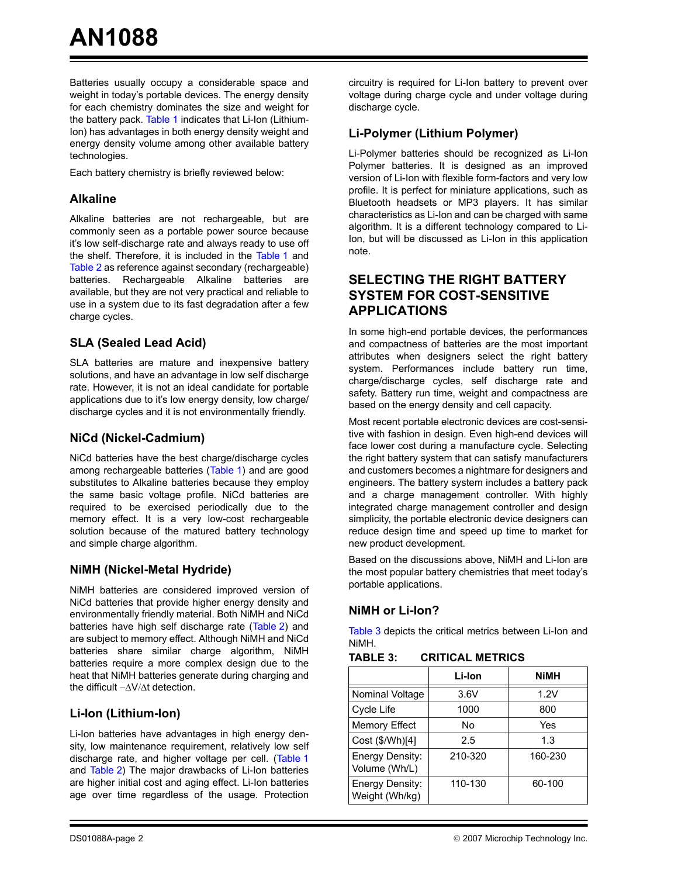Batteries usually occupy a considerable space and weight in today's portable devices. The energy density for each chemistry dominates the size and weight for the battery pack. Table 1 indicates that Li-Ion (Lithium-Ion) has advantages in both energy density weight and energy density volume among other available battery technologies.

Each battery chemistry is briefly reviewed below:

### Alkaline

Alkaline batteries are not rechargeable, but are commonly seen as a portable power source because it's low self-discharge rate and always ready to use off the shelf. Therefore, it is included in the Table 1 and Table 2 as reference against secondary (rechargeable) batteries. Rechargeable Alkaline batteries are available, but they are not very practical and reliable to use in a system due to its fast degradation after a few charge cycles.

### SLA (Sealed Lead Acid)

SLA batteries are mature and inexpensive battery solutions, and have an advantage in low self discharge rate. However, it is not an ideal candidate for portable applications due to it's low energy density, low charge/discharge cycles and it is not environmentally friendly.

### NiCd (Nickel-Cadmium)

NiCd batteries have the best charge/discharge cycles among rechargeable batteries (Table 1) and are good substitutes to Alkaline batteries because they employ the same basic voltage profile. NiCd batteries are required to be exercised periodically due to the memory effect. It is a very low-cost rechargeable solution because of the matured battery technology and simple charge algorithm.

### NiMH (Nickel-Metal Hydride)

NiMH batteries are considered improved version of NiCd batteries that provide higher energy density and environmentally friendly material. Both NiMH and NiCd batteries have high self discharge rate (Table 2) and are subject to memory effect. Although NiMH and NiCd batteries share similar charge algorithm, NiMH batteries require a more complex design due to the heat that NiMH batteries generate during charging and the difficult $-\Delta V/\Delta t$ detection.

### Li-Ion (Lithium-Ion)

Li-Ion batteries have advantages in high energy density, low maintenance requirement, relatively low self discharge rate, and higher voltage per cell. (Table 1 and Table 2) The major drawbacks of Li-Ion batteries are higher initial cost and aging effect. Li-Ion batteries age over time regardless of the usage. Protection circuitry is required for Li-Ion battery to prevent over voltage during charge cycle and under voltage during discharge cycle.

### Li-Polymer (Lithium Polymer)

Li-Polymer batteries should be recognized as Li-Ion Polymer batteries. It is designed as an improved version of Li-Ion with flexible form-factors and very low profile. It is perfect for miniature applications, such as Bluetooth headsets or MP3 players. It has similar characteristics as Li-Ion and can be charged with same algorithm. It is a different technology compared to Li-Ion, but will be discussed as Li-Ion in this application note.

## SELECTING THE RIGHT BATTERY SYSTEM FOR COST-SENSITIVE APPLICATIONS

In some high-end portable devices, the performances and compactness of batteries are the most important attributes when designers select the right battery system. Performances include battery run time, charge/discharge cycles, self discharge rate and safety. Battery run time, weight and compactness are based on the energy density and cell capacity.

Most recent portable electronic devices are cost-sensitive with fashion in design. Even high-end devices will face lower cost during a manufacture cycle. Selecting the right battery system that can satisfy manufacturers and customers becomes a nightmare for designers and engineers. The battery system includes a battery pack and a charge management controller. With highly integrated charge management controller and design simplicity, the portable electronic device designers can reduce design time and speed up time to market for new product development.

Based on the discussions above, NiMH and Li-Ion are the most popular battery chemistries that meet today's portable applications.

### NiMH or Li-Ion?

Table 3 depicts the critical metrics between Li-Ion and NiMH.

**TABLE 3: CRITICAL METRICS**

| | Li-Ion | NiMH |
|---|---|---|
| Nominal Voltage | 3.6V | 1.2V |
| Cycle Life | 1000 | 800 |
| Memory Effect | No | Yes |
| Cost ($/Wh)[4] | 2.5 | 1.3 |
| Energy Density: Volume (Wh/L) | 210-320 | 160-230 |
| Energy Density: Weight (Wh/kg) | 110-130 | 60-100 |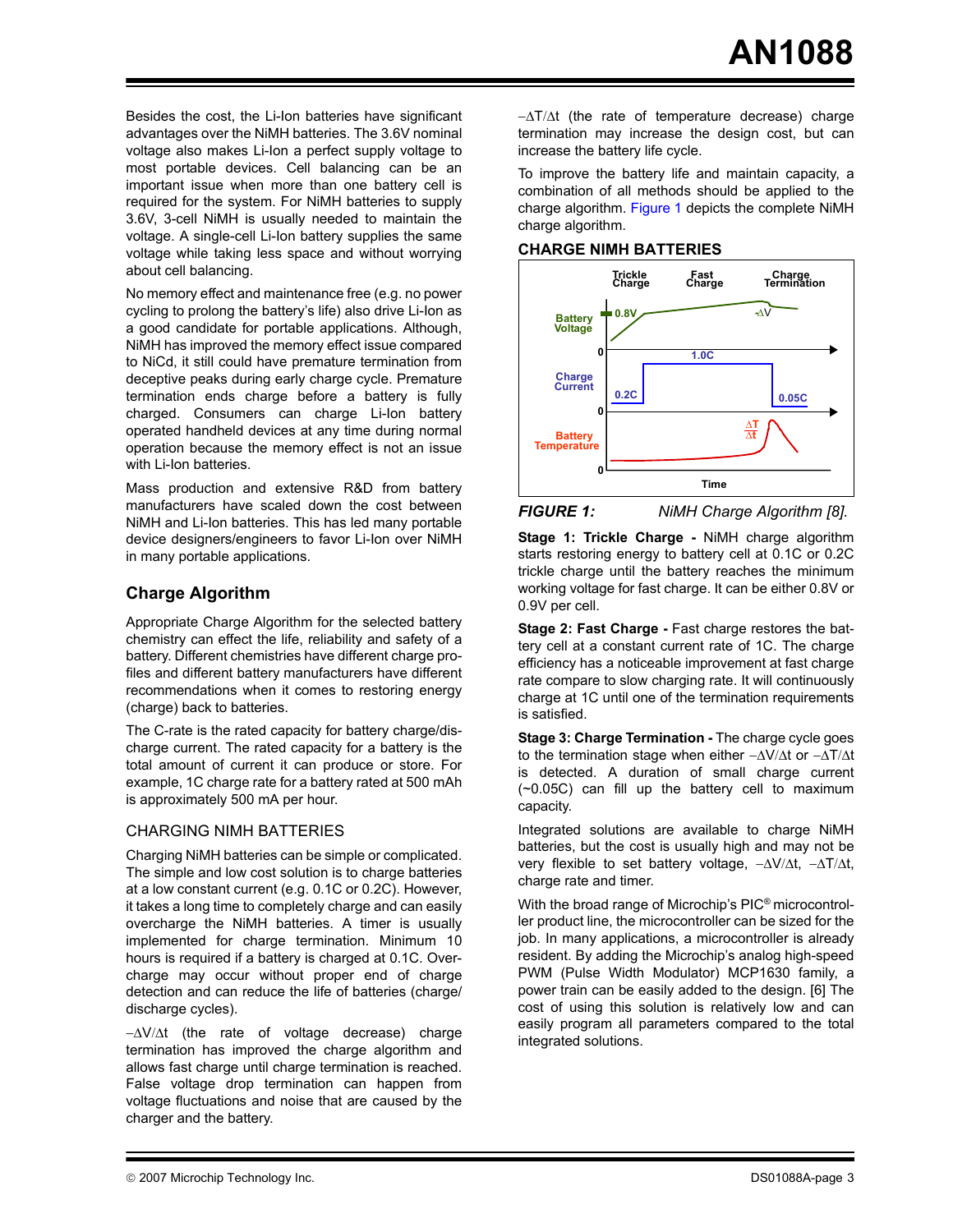Besides the cost, the Li-Ion batteries have significant advantages over the NiMH batteries. The 3.6V nominal voltage also makes Li-Ion a perfect supply voltage to most portable devices. Cell balancing can be an important issue when more than one battery cell is required for the system. For NiMH batteries to supply 3.6V, 3-cell NiMH is usually needed to maintain the voltage. A single-cell Li-Ion battery supplies the same voltage while taking less space and without worrying about cell balancing.

No memory effect and maintenance free (e.g. no power cycling to prolong the battery's life) also drive Li-Ion as a good candidate for portable applications. Although, NiMH has improved the memory effect issue compared to NiCd, it still could have premature termination from deceptive peaks during early charge cycle. Premature termination ends charge before a battery is fully charged. Consumers can charge Li-Ion battery operated handheld devices at any time during normal operation because the memory effect is not an issue with Li-Ion batteries.

Mass production and extensive R&D from battery manufacturers have scaled down the cost between NiMH and Li-Ion batteries. This has led many portable device designers/engineers to favor Li-Ion over NiMH in many portable applications.

## Charge Algorithm

Appropriate Charge Algorithm for the selected battery chemistry can effect the life, reliability and safety of a battery. Different chemistries have different charge profiles and different battery manufacturers have different recommendations when it comes to restoring energy (charge) back to batteries.

The C-rate is the rated capacity for battery charge/discharge current. The rated capacity for a battery is the total amount of current it can produce or store. For example, 1C charge rate for a battery rated at 500 mAh is approximately 500 mA per hour.

### CHARGING NIMH BATTERIES

Charging NiMH batteries can be simple or complicated. The simple and low cost solution is to charge batteries at a low constant current (e.g. 0.1C or 0.2C). However, it takes a long time to completely charge and can easily overcharge the NiMH batteries. A timer is usually implemented for charge termination. Minimum 10 hours is required if a battery is charged at 0.1C. Overcharge may occur without proper end of charge detection and can reduce the life of batteries (charge/discharge cycles).

$-\Delta V/\Delta t$ (the rate of voltage decrease) charge termination has improved the charge algorithm and allows fast charge until charge termination is reached. False voltage drop termination can happen from voltage fluctuations and noise that are caused by the charger and the battery.

$-\Delta T/\Delta t$ (the rate of temperature decrease) charge termination may increase the design cost, but can increase the battery life cycle.

To improve the battery life and maintain capacity, a combination of all methods should be applied to the charge algorithm. Figure 1 depicts the complete NiMH charge algorithm.

**CHARGE NIMH BATTERIES**

Trickle Charge | Fast Charge | Charge Termination

Battery Voltage: 0.8V, $-\Delta V$

Charge Current: 0.2C, 1.0C, 0.05C

Battery Temperature: $\frac{\Delta T}{\Delta t}$

Time

***FIGURE 1:*** *NiMH Charge Algorithm [8].*

**Stage 1: Trickle Charge -** NiMH charge algorithm starts restoring energy to battery cell at 0.1C or 0.2C trickle charge until the battery reaches the minimum working voltage for fast charge. It can be either 0.8V or 0.9V per cell.

**Stage 2: Fast Charge -** Fast charge restores the battery cell at a constant current rate of 1C. The charge efficiency has a noticeable improvement at fast charge rate compare to slow charging rate. It will continuously charge at 1C until one of the termination requirements is satisfied.

**Stage 3: Charge Termination -** The charge cycle goes to the termination stage when either $-\Delta V/\Delta t$ or $-\Delta T/\Delta t$ is detected. A duration of small charge current (~0.05C) can fill up the battery cell to maximum capacity.

Integrated solutions are available to charge NiMH batteries, but the cost is usually high and may not be very flexible to set battery voltage, $-\Delta V/\Delta t$, $-\Delta T/\Delta t$, charge rate and timer.

With the broad range of Microchip's PIC® microcontroller product line, the microcontroller can be sized for the job. In many applications, a microcontroller is already resident. By adding the Microchip's analog high-speed PWM (Pulse Width Modulator) MCP1630 family, a power train can be easily added to the design. [6] The cost of using this solution is relatively low and can easily program all parameters compared to the total integrated solutions.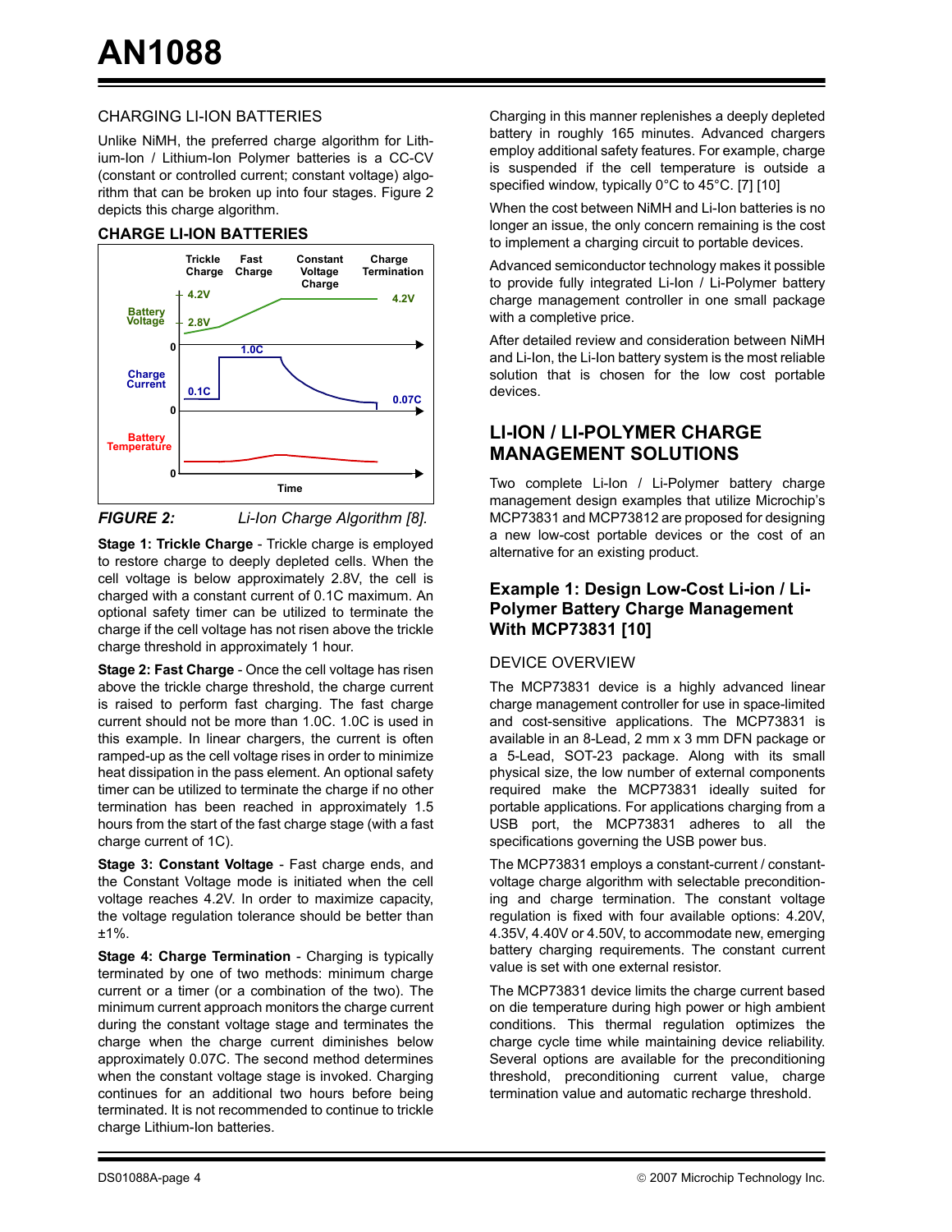## CHARGING LI-ION BATTERIES

Unlike NiMH, the preferred charge algorithm for Lithium-Ion / Lithium-Ion Polymer batteries is a CC-CV (constant or controlled current; constant voltage) algorithm that can be broken up into four stages. Figure 2 depicts this charge algorithm.

### CHARGE LI-ION BATTERIES

*FIGURE 2: Li-Ion Charge Algorithm [8].*

**Stage 1: Trickle Charge** - Trickle charge is employed to restore charge to deeply depleted cells. When the cell voltage is below approximately 2.8V, the cell is charged with a constant current of 0.1C maximum. An optional safety timer can be utilized to terminate the charge if the cell voltage has not risen above the trickle charge threshold in approximately 1 hour.

**Stage 2: Fast Charge** - Once the cell voltage has risen above the trickle charge threshold, the charge current is raised to perform fast charging. The fast charge current should not be more than 1.0C. 1.0C is used in this example. In linear chargers, the current is often ramped-up as the cell voltage rises in order to minimize heat dissipation in the pass element. An optional safety timer can be utilized to terminate the charge if no other termination has been reached in approximately 1.5 hours from the start of the fast charge stage (with a fast charge current of 1C).

**Stage 3: Constant Voltage** - Fast charge ends, and the Constant Voltage mode is initiated when the cell voltage reaches 4.2V. In order to maximize capacity, the voltage regulation tolerance should be better than ±1%.

**Stage 4: Charge Termination** - Charging is typically terminated by one of two methods: minimum charge current or a timer (or a combination of the two). The minimum current approach monitors the charge current during the constant voltage stage and terminates the charge when the charge current diminishes below approximately 0.07C. The second method determines when the constant voltage stage is invoked. Charging continues for an additional two hours before being terminated. It is not recommended to continue to trickle charge Lithium-Ion batteries.

Charging in this manner replenishes a deeply depleted battery in roughly 165 minutes. Advanced chargers employ additional safety features. For example, charge is suspended if the cell temperature is outside a specified window, typically 0°C to 45°C. [7] [10]

When the cost between NiMH and Li-Ion batteries is no longer an issue, the only concern remaining is the cost to implement a charging circuit to portable devices.

Advanced semiconductor technology makes it possible to provide fully integrated Li-Ion / Li-Polymer battery charge management controller in one small package with a completive price.

After detailed review and consideration between NiMH and Li-Ion, the Li-Ion battery system is the most reliable solution that is chosen for the low cost portable devices.

## LI-ION / LI-POLYMER CHARGE MANAGEMENT SOLUTIONS

Two complete Li-Ion / Li-Polymer battery charge management design examples that utilize Microchip's MCP73831 and MCP73812 are proposed for designing a new low-cost portable devices or the cost of an alternative for an existing product.

### Example 1: Design Low-Cost Li-ion / Li-Polymer Battery Charge Management With MCP73831 [10]

#### DEVICE OVERVIEW

The MCP73831 device is a highly advanced linear charge management controller for use in space-limited and cost-sensitive applications. The MCP73831 is available in an 8-Lead, 2 mm x 3 mm DFN package or a 5-Lead, SOT-23 package. Along with its small physical size, the low number of external components required make the MCP73831 ideally suited for portable applications. For applications charging from a USB port, the MCP73831 adheres to all the specifications governing the USB power bus.

The MCP73831 employs a constant-current / constant-voltage charge algorithm with selectable preconditioning and charge termination. The constant voltage regulation is fixed with four available options: 4.20V, 4.35V, 4.40V or 4.50V, to accommodate new, emerging battery charging requirements. The constant current value is set with one external resistor.

The MCP73831 device limits the charge current based on die temperature during high power or high ambient conditions. This thermal regulation optimizes the charge cycle time while maintaining device reliability. Several options are available for the preconditioning threshold, preconditioning current value, charge termination value and automatic recharge threshold.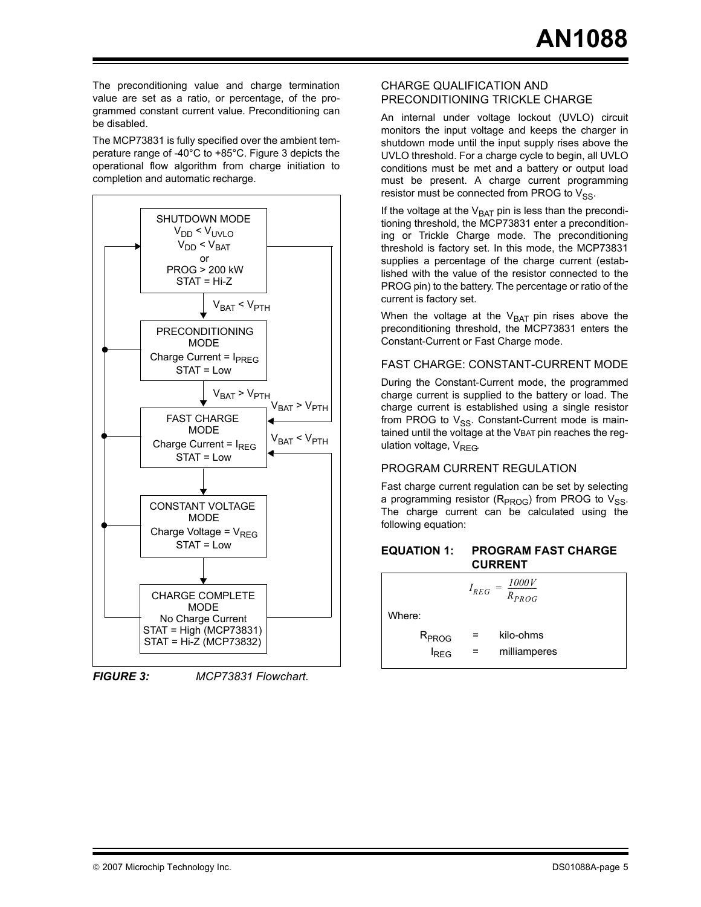The preconditioning value and charge termination value are set as a ratio, or percentage, of the programmed constant current value. Preconditioning can be disabled.

The MCP73831 is fully specified over the ambient temperature range of -40°C to +85°C. Figure 3 depicts the operational flow algorithm from charge initiation to completion and automatic recharge.

SHUTDOWN MODE
$V_{DD} < V_{UVLO}$
$V_{DD} < V_{BAT}$
or
PROG > 200 kW
STAT = Hi-Z

$V_{BAT} < V_{PTH}$

PRECONDITIONING MODE
Charge Current = $I_{PREG}$
STAT = Low

$V_{BAT} > V_{PTH}$

$V_{BAT} > V_{PTH}$

FAST CHARGE MODE
Charge Current = $I_{REG}$
STAT = Low

$V_{BAT} < V_{PTH}$

CONSTANT VOLTAGE MODE
Charge Voltage = $V_{REG}$
STAT = Low

CHARGE COMPLETE MODE
No Charge Current
STAT = High (MCP73831)
STAT = Hi-Z (MCP73832)

***FIGURE 3:*** *MCP73831 Flowchart.*

## CHARGE QUALIFICATION AND PRECONDITIONING TRICKLE CHARGE

An internal under voltage lockout (UVLO) circuit monitors the input voltage and keeps the charger in shutdown mode until the input supply rises above the UVLO threshold. For a charge cycle to begin, all UVLO conditions must be met and a battery or output load must be present. A charge current programming resistor must be connected from PROG to $V_{SS}$.

If the voltage at the $V_{BAT}$ pin is less than the preconditioning threshold, the MCP73831 enter a preconditioning or Trickle Charge mode. The preconditioning threshold is factory set. In this mode, the MCP73831 supplies a percentage of the charge current (established with the value of the resistor connected to the PROG pin) to the battery. The percentage or ratio of the current is factory set.

When the voltage at the $V_{BAT}$ pin rises above the preconditioning threshold, the MCP73831 enters the Constant-Current or Fast Charge mode.

## FAST CHARGE: CONSTANT-CURRENT MODE

During the Constant-Current mode, the programmed charge current is supplied to the battery or load. The charge current is established using a single resistor from PROG to $V_{SS}$. Constant-Current mode is maintained until the voltage at the VBAT pin reaches the regulation voltage, $V_{REG}$.

## PROGRAM CURRENT REGULATION

Fast charge current regulation can be set by selecting a programming resistor ($R_{PROG}$) from PROG to $V_{SS}$. The charge current can be calculated using the following equation:

**EQUATION 1: PROGRAM FAST CHARGE CURRENT**

$$I_{REG} = \frac{1000V}{R_{PROG}}$$

Where:

$R_{PROG}$ = kilo-ohms

$I_{REG}$ = milliamperes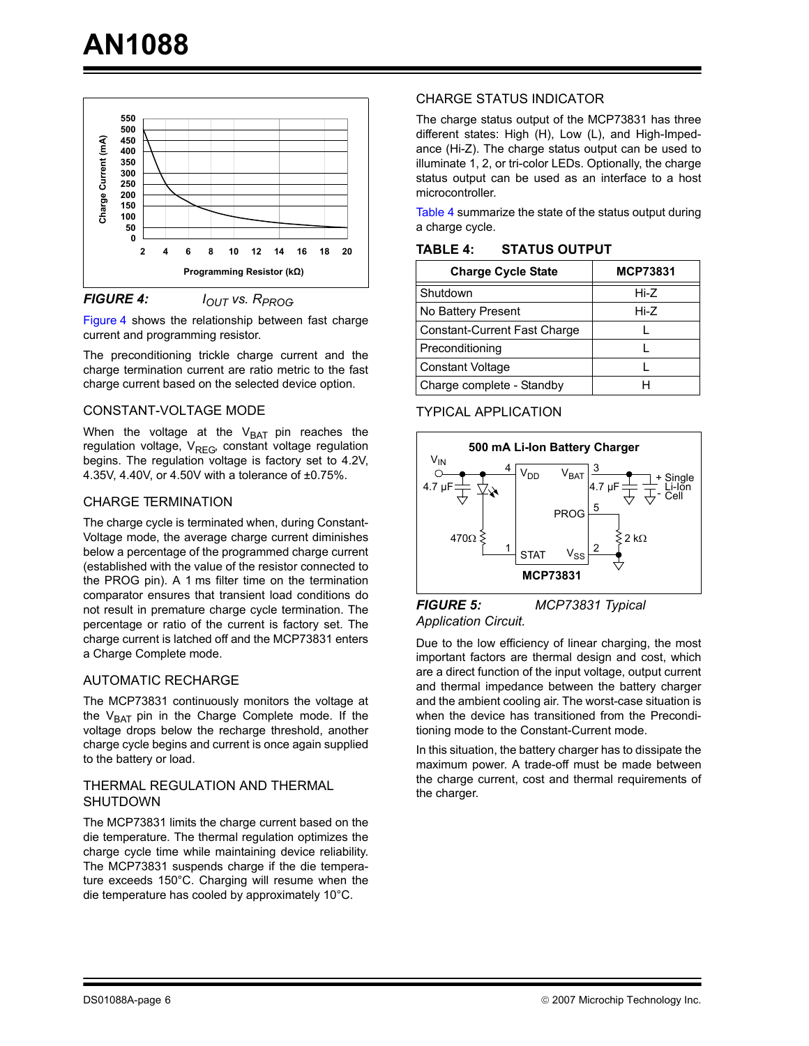*FIGURE 4:* $I_{OUT}$ vs. $R_{PROG}$

Figure 4 shows the relationship between fast charge current and programming resistor.

The preconditioning trickle charge current and the charge termination current are ratio metric to the fast charge current based on the selected device option.

## CONSTANT-VOLTAGE MODE

When the voltage at the $V_{BAT}$ pin reaches the regulation voltage, $V_{REG}$, constant voltage regulation begins. The regulation voltage is factory set to 4.2V, 4.35V, 4.40V, or 4.50V with a tolerance of ±0.75%.

## CHARGE TERMINATION

The charge cycle is terminated when, during Constant-Voltage mode, the average charge current diminishes below a percentage of the programmed charge current (established with the value of the resistor connected to the PROG pin). A 1 ms filter time on the termination comparator ensures that transient load conditions do not result in premature charge cycle termination. The percentage or ratio of the current is factory set. The charge current is latched off and the MCP73831 enters a Charge Complete mode.

## AUTOMATIC RECHARGE

The MCP73831 continuously monitors the voltage at the $V_{BAT}$ pin in the Charge Complete mode. If the voltage drops below the recharge threshold, another charge cycle begins and current is once again supplied to the battery or load.

## THERMAL REGULATION AND THERMAL SHUTDOWN

The MCP73831 limits the charge current based on the die temperature. The thermal regulation optimizes the charge cycle time while maintaining device reliability. The MCP73831 suspends charge if the die temperature exceeds 150°C. Charging will resume when the die temperature has cooled by approximately 10°C.

## CHARGE STATUS INDICATOR

The charge status output of the MCP73831 has three different states: High (H), Low (L), and High-Impedance (Hi-Z). The charge status output can be used to illuminate 1, 2, or tri-color LEDs. Optionally, the charge status output can be used as an interface to a host microcontroller.

Table 4 summarize the state of the status output during a charge cycle.

**TABLE 4: STATUS OUTPUT**

| Charge Cycle State | MCP73831 |
|---|---|
| Shutdown | Hi-Z |
| No Battery Present | Hi-Z |
| Constant-Current Fast Charge | L |
| Preconditioning | L |
| Constant Voltage | L |
| Charge complete - Standby | H |

## TYPICAL APPLICATION

*FIGURE 5:* *MCP73831 Typical Application Circuit.*

Due to the low efficiency of linear charging, the most important factors are thermal design and cost, which are a direct function of the input voltage, output current and thermal impedance between the battery charger and the ambient cooling air. The worst-case situation is when the device has transitioned from the Preconditioning mode to the Constant-Current mode.

In this situation, the battery charger has to dissipate the maximum power. A trade-off must be made between the charge current, cost and thermal requirements of the charger.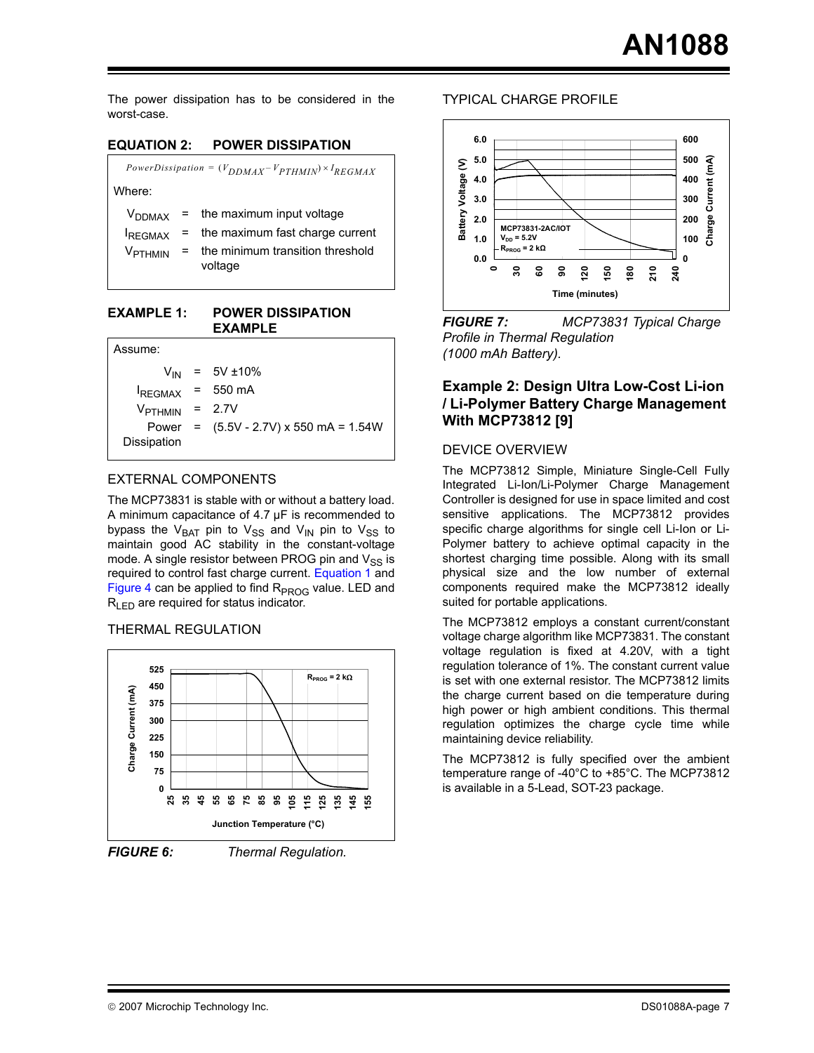The power dissipation has to be considered in the worst-case.

**EQUATION 2: POWER DISSIPATION**

$$PowerDissipation = (V_{DDMAX} - V_{PTHMIN}) \times I_{REGMAX}$$

Where:

$V_{DDMAX}$ = the maximum input voltage

$I_{REGMAX}$ = the maximum fast charge current

$V_{PTHMIN}$ = the minimum transition threshold voltage

**EXAMPLE 1: POWER DISSIPATION EXAMPLE**

Assume:

$V_{IN}$ = 5V ±10%

$I_{REGMAX}$ = 550 mA

$V_{PTHMIN}$ = 2.7V

Power Dissipation = (5.5V - 2.7V) x 550 mA = 1.54W

### EXTERNAL COMPONENTS

The MCP73831 is stable with or without a battery load. A minimum capacitance of 4.7 µF is recommended to bypass the $V_{BAT}$ pin to $V_{SS}$ and $V_{IN}$ pin to $V_{SS}$ to maintain good AC stability in the constant-voltage mode. A single resistor between PROG pin and $V_{SS}$ is required to control fast charge current. Equation 1 and Figure 4 can be applied to find $R_{PROG}$ value. LED and $R_{LED}$ are required for status indicator.

### THERMAL REGULATION

*FIGURE 6: Thermal Regulation.*

### TYPICAL CHARGE PROFILE

*FIGURE 7: MCP73831 Typical Charge Profile in Thermal Regulation (1000 mAh Battery).*

## Example 2: Design Ultra Low-Cost Li-ion / Li-Polymer Battery Charge Management With MCP73812 [9]

### DEVICE OVERVIEW

The MCP73812 Simple, Miniature Single-Cell Fully Integrated Li-Ion/Li-Polymer Charge Management Controller is designed for use in space limited and cost sensitive applications. The MCP73812 provides specific charge algorithms for single cell Li-Ion or Li-Polymer battery to achieve optimal capacity in the shortest charging time possible. Along with its small physical size and the low number of external components required make the MCP73812 ideally suited for portable applications.

The MCP73812 employs a constant current/constant voltage charge algorithm like MCP73831. The constant voltage regulation is fixed at 4.20V, with a tight regulation tolerance of 1%. The constant current value is set with one external resistor. The MCP73812 limits the charge current based on die temperature during high power or high ambient conditions. This thermal regulation optimizes the charge cycle time while maintaining device reliability.

The MCP73812 is fully specified over the ambient temperature range of -40°C to +85°C. The MCP73812 is available in a 5-Lead, SOT-23 package.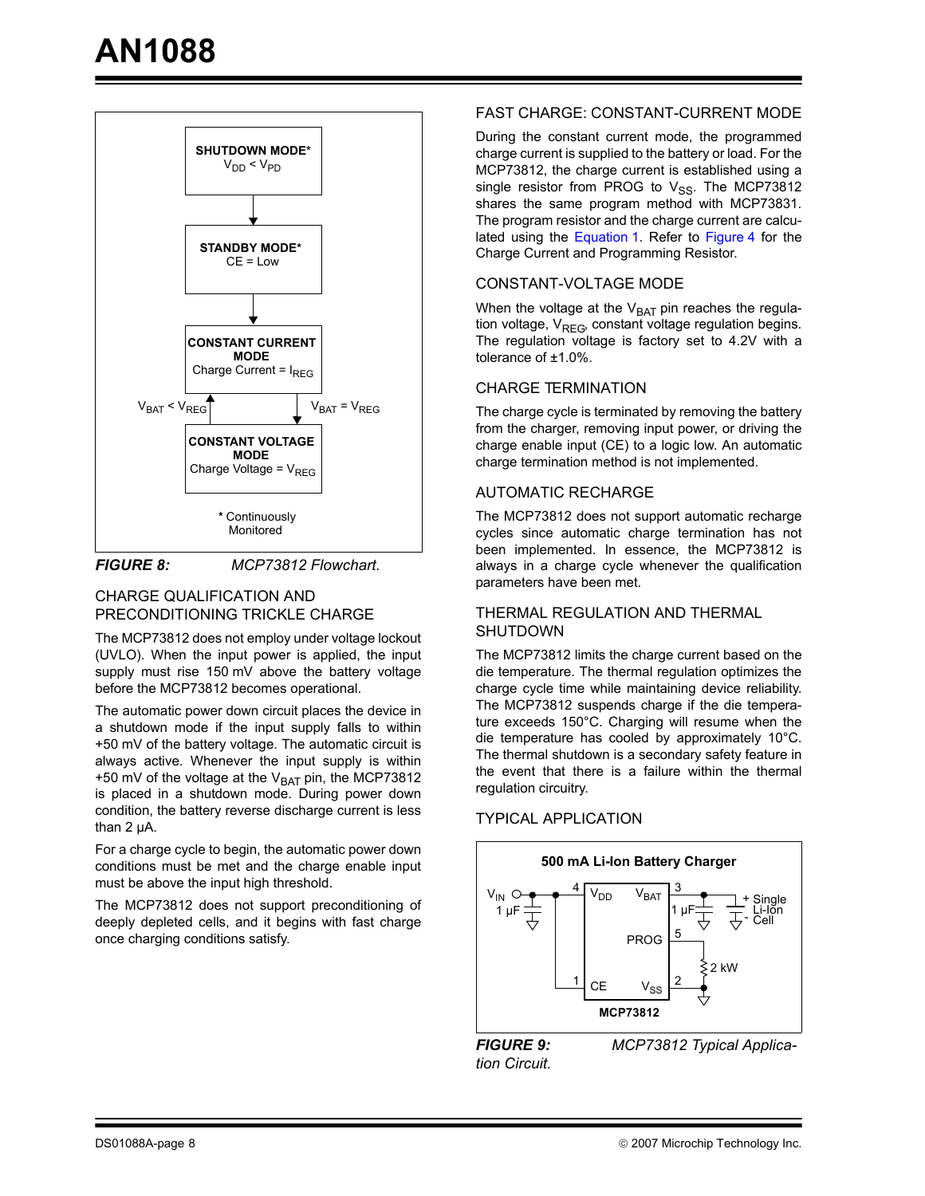**SHUTDOWN MODE***
$V_{DD} < V_{PD}$

**STANDBY MODE***
CE = Low

**CONSTANT CURRENT MODE**
Charge Current = $I_{REG}$

$V_{BAT} < V_{REG}$ | $V_{BAT} = V_{REG}$

**CONSTANT VOLTAGE MODE**
Charge Voltage = $V_{REG}$

* Continuously Monitored

***FIGURE 8:*** *MCP73812 Flowchart.*

## CHARGE QUALIFICATION AND PRECONDITIONING TRICKLE CHARGE

The MCP73812 does not employ under voltage lockout (UVLO). When the input power is applied, the input supply must rise 150 mV above the battery voltage before the MCP73812 becomes operational.

The automatic power down circuit places the device in a shutdown mode if the input supply falls to within +50 mV of the battery voltage. The automatic circuit is always active. Whenever the input supply is within +50 mV of the voltage at the $V_{BAT}$ pin, the MCP73812 is placed in a shutdown mode. During power down condition, the battery reverse discharge current is less than 2 µA.

For a charge cycle to begin, the automatic power down conditions must be met and the charge enable input must be above the input high threshold.

The MCP73812 does not support preconditioning of deeply depleted cells, and it begins with fast charge once charging conditions satisfy.

## FAST CHARGE: CONSTANT-CURRENT MODE

During the constant current mode, the programmed charge current is supplied to the battery or load. For the MCP73812, the charge current is established using a single resistor from PROG to $V_{SS}$. The MCP73812 shares the same program method with MCP73831. The program resistor and the charge current are calculated using the Equation 1. Refer to Figure 4 for the Charge Current and Programming Resistor.

## CONSTANT-VOLTAGE MODE

When the voltage at the $V_{BAT}$ pin reaches the regulation voltage, $V_{REG}$, constant voltage regulation begins. The regulation voltage is factory set to 4.2V with a tolerance of ±1.0%.

## CHARGE TERMINATION

The charge cycle is terminated by removing the battery from the charger, removing input power, or driving the charge enable input (CE) to a logic low. An automatic charge termination method is not implemented.

## AUTOMATIC RECHARGE

The MCP73812 does not support automatic recharge cycles since automatic charge termination has not been implemented. In essence, the MCP73812 is always in a charge cycle whenever the qualification parameters have been met.

## THERMAL REGULATION AND THERMAL SHUTDOWN

The MCP73812 limits the charge current based on the die temperature. The thermal regulation optimizes the charge cycle time while maintaining device reliability. The MCP73812 suspends charge if the die temperature exceeds 150°C. Charging will resume when the die temperature has cooled by approximately 10°C. The thermal shutdown is a secondary safety feature in the event that there is a failure within the thermal regulation circuitry.

## TYPICAL APPLICATION

**500 mA Li-Ion Battery Charger**

$V_{IN}$, 1 µF, 4 $V_{DD}$, 3 $V_{BAT}$, 1 µF, + Single Li-Ion Cell -, 5 PROG, 2 kW, 1 CE, 2 $V_{SS}$, **MCP73812**

***FIGURE 9:*** *MCP73812 Typical Application Circuit.*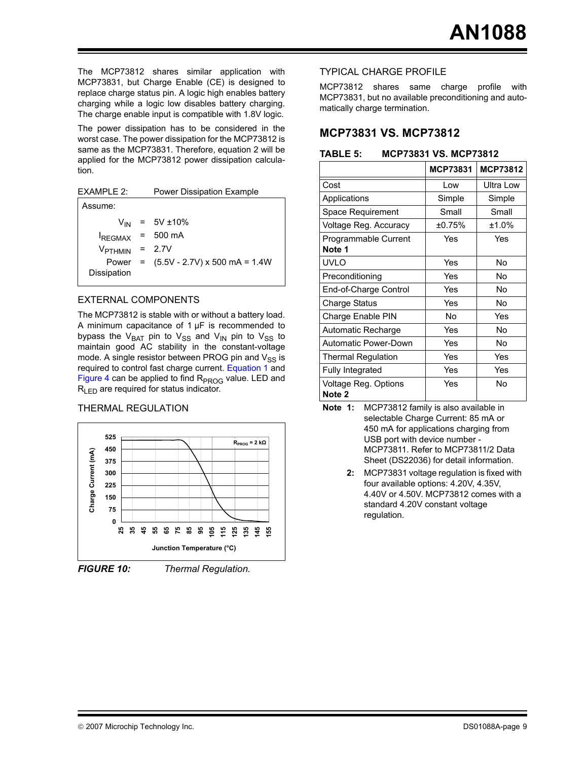The MCP73812 shares similar application with MCP73831, but Charge Enable (CE) is designed to replace charge status pin. A logic high enables battery charging while a logic low disables battery charging. The charge enable input is compatible with 1.8V logic.

The power dissipation has to be considered in the worst case. The power dissipation for the MCP73812 is same as the MCP73831. Therefore, equation 2 will be applied for the MCP73812 power dissipation calculation.

EXAMPLE 2: Power Dissipation Example

Assume:

$V_{IN}$ = 5V ±10%

$I_{REGMAX}$ = 500 mA

$V_{PTHMIN}$ = 2.7V

Power Dissipation = (5.5V - 2.7V) x 500 mA = 1.4W

### EXTERNAL COMPONENTS

The MCP73812 is stable with or without a battery load. A minimum capacitance of 1 µF is recommended to bypass the $V_{BAT}$ pin to $V_{SS}$ and $V_{IN}$ pin to $V_{SS}$ to maintain good AC stability in the constant-voltage mode. A single resistor between PROG pin and $V_{SS}$ is required to control fast charge current. Equation 1 and Figure 4 can be applied to find $R_{PROG}$ value. LED and $R_{LED}$ are required for status indicator.

### THERMAL REGULATION

*FIGURE 10: Thermal Regulation.*

### TYPICAL CHARGE PROFILE

MCP73812 shares same charge profile with MCP73831, but no available preconditioning and automatically charge termination.

## MCP73831 VS. MCP73812

**TABLE 5: MCP73831 VS. MCP73812**

| | MCP73831 | MCP73812 |
|---|---|---|
| Cost | Low | Ultra Low |
| Applications | Simple | Simple |
| Space Requirement | Small | Small |
| Voltage Reg. Accuracy | ±0.75% | ±1.0% |
| Programmable Current **Note 1** | Yes | Yes |
| UVLO | Yes | No |
| Preconditioning | Yes | No |
| End-of-Charge Control | Yes | No |
| Charge Status | Yes | No |
| Charge Enable PIN | No | Yes |
| Automatic Recharge | Yes | No |
| Automatic Power-Down | Yes | No |
| Thermal Regulation | Yes | Yes |
| Fully Integrated | Yes | Yes |
| Voltage Reg. Options **Note 2** | Yes | No |

**Note 1:** MCP73812 family is also available in selectable Charge Current: 85 mA or 450 mA for applications charging from USB port with device number - MCP73811. Refer to MCP73811/2 Data Sheet (DS22036) for detail information.

**2:** MCP73831 voltage regulation is fixed with four available options: 4.20V, 4.35V, 4.40V or 4.50V. MCP73812 comes with a standard 4.20V constant voltage regulation.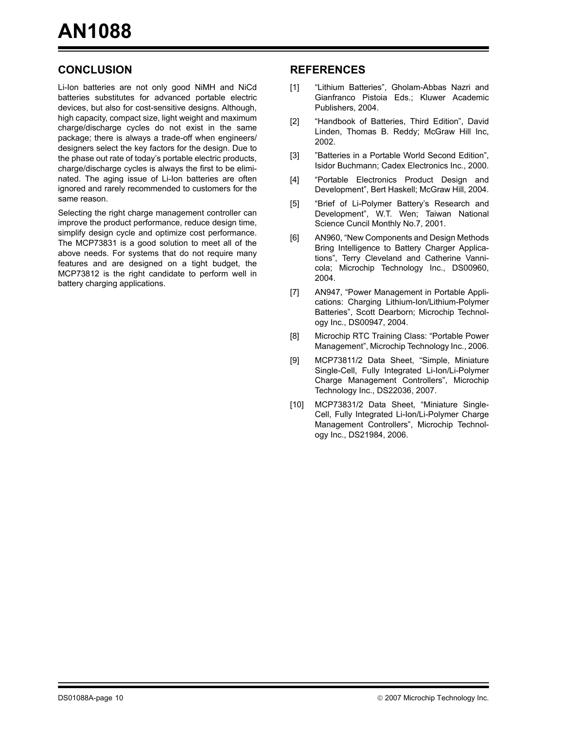## CONCLUSION

Li-Ion batteries are not only good NiMH and NiCd batteries substitutes for advanced portable electric devices, but also for cost-sensitive designs. Although, high capacity, compact size, light weight and maximum charge/discharge cycles do not exist in the same package; there is always a trade-off when engineers/designers select the key factors for the design. Due to the phase out rate of today's portable electric products, charge/discharge cycles is always the first to be eliminated. The aging issue of Li-Ion batteries are often ignored and rarely recommended to customers for the same reason.

Selecting the right charge management controller can improve the product performance, reduce design time, simplify design cycle and optimize cost performance. The MCP73831 is a good solution to meet all of the above needs. For systems that do not require many features and are designed on a tight budget, the MCP73812 is the right candidate to perform well in battery charging applications.

## REFERENCES

[1] "Lithium Batteries", Gholam-Abbas Nazri and Gianfranco Pistoia Eds.; Kluwer Academic Publishers, 2004.

[2] "Handbook of Batteries, Third Edition", David Linden, Thomas B. Reddy; McGraw Hill Inc, 2002.

[3] "Batteries in a Portable World Second Edition", Isidor Buchmann; Cadex Electronics Inc., 2000.

[4] "Portable Electronics Product Design and Development", Bert Haskell; McGraw Hill, 2004.

[5] "Brief of Li-Polymer Battery's Research and Development", W.T. Wen; Taiwan National Science Cuncil Monthly No.7, 2001.

[6] AN960, "New Components and Design Methods Bring Intelligence to Battery Charger Applications", Terry Cleveland and Catherine Vannicola; Microchip Technology Inc., DS00960, 2004.

[7] AN947, "Power Management in Portable Applications: Charging Lithium-Ion/Lithium-Polymer Batteries", Scott Dearborn; Microchip Technology Inc., DS00947, 2004.

[8] Microchip RTC Training Class: "Portable Power Management", Microchip Technology Inc., 2006.

[9] MCP73811/2 Data Sheet, "Simple, Miniature Single-Cell, Fully Integrated Li-Ion/Li-Polymer Charge Management Controllers", Microchip Technology Inc., DS22036, 2007.

[10] MCP73831/2 Data Sheet, "Miniature Single-Cell, Fully Integrated Li-Ion/Li-Polymer Charge Management Controllers", Microchip Technology Inc., DS21984, 2006.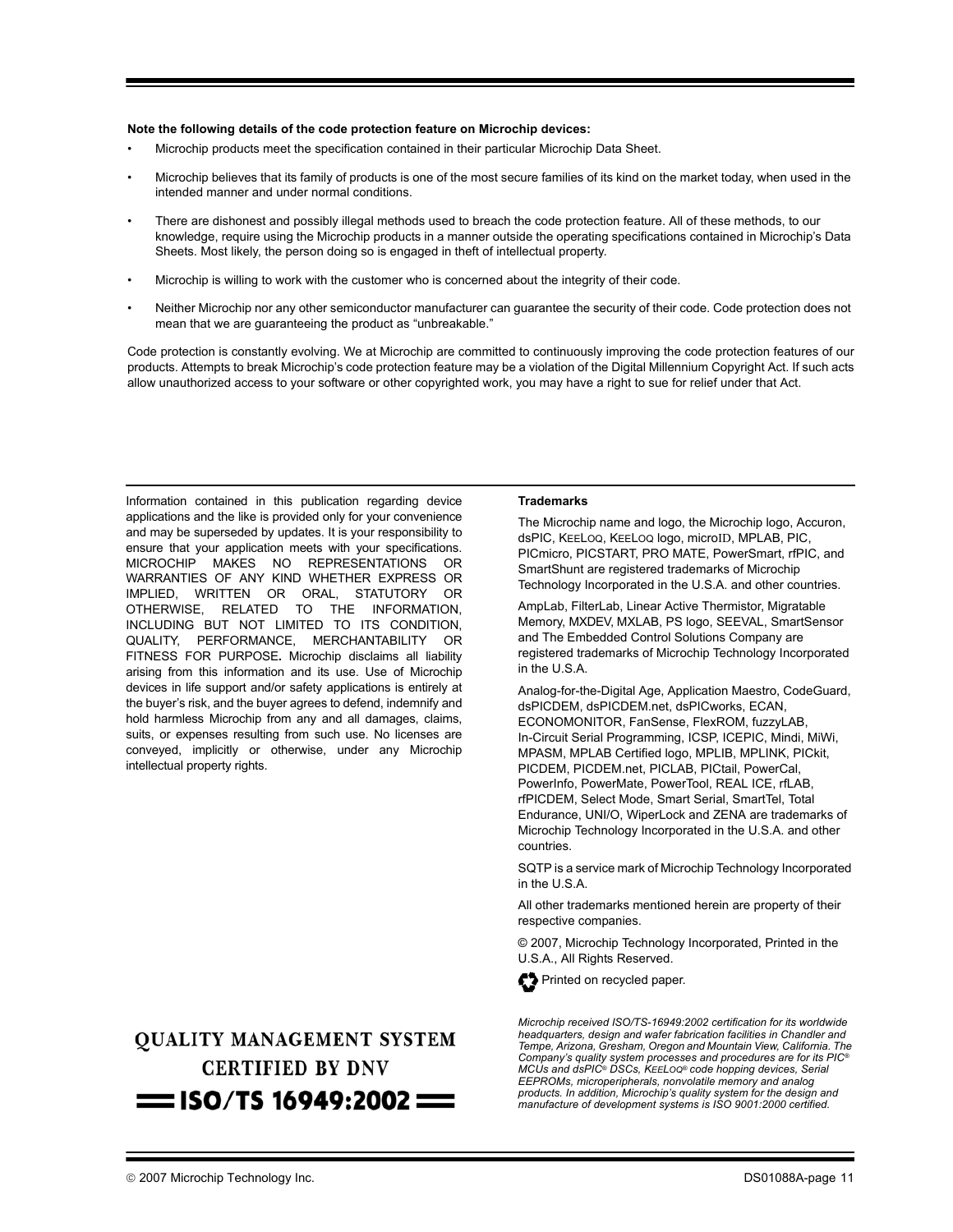**Note the following details of the code protection feature on Microchip devices:**

- Microchip products meet the specification contained in their particular Microchip Data Sheet.
- Microchip believes that its family of products is one of the most secure families of its kind on the market today, when used in the intended manner and under normal conditions.
- There are dishonest and possibly illegal methods used to breach the code protection feature. All of these methods, to our knowledge, require using the Microchip products in a manner outside the operating specifications contained in Microchip's Data Sheets. Most likely, the person doing so is engaged in theft of intellectual property.
- Microchip is willing to work with the customer who is concerned about the integrity of their code.
- Neither Microchip nor any other semiconductor manufacturer can guarantee the security of their code. Code protection does not mean that we are guaranteeing the product as "unbreakable."

Code protection is constantly evolving. We at Microchip are committed to continuously improving the code protection features of our products. Attempts to break Microchip's code protection feature may be a violation of the Digital Millennium Copyright Act. If such acts allow unauthorized access to your software or other copyrighted work, you may have a right to sue for relief under that Act.

Information contained in this publication regarding device applications and the like is provided only for your convenience and may be superseded by updates. It is your responsibility to ensure that your application meets with your specifications. MICROCHIP MAKES NO REPRESENTATIONS OR WARRANTIES OF ANY KIND WHETHER EXPRESS OR IMPLIED, WRITTEN OR ORAL, STATUTORY OR OTHERWISE, RELATED TO THE INFORMATION, INCLUDING BUT NOT LIMITED TO ITS CONDITION, QUALITY, PERFORMANCE, MERCHANTABILITY OR FITNESS FOR PURPOSE**.** Microchip disclaims all liability arising from this information and its use. Use of Microchip devices in life support and/or safety applications is entirely at the buyer's risk, and the buyer agrees to defend, indemnify and hold harmless Microchip from any and all damages, claims, suits, or expenses resulting from such use. No licenses are conveyed, implicitly or otherwise, under any Microchip intellectual property rights.

**QUALITY MANAGEMENT SYSTEM CERTIFIED BY DNV**

**ISO/TS 16949:2002**

**Trademarks**

The Microchip name and logo, the Microchip logo, Accuron, dsPIC, KEELOQ, KEELOQ logo, microID, MPLAB, PIC, PICmicro, PICSTART, PRO MATE, PowerSmart, rfPIC, and SmartShunt are registered trademarks of Microchip Technology Incorporated in the U.S.A. and other countries.

AmpLab, FilterLab, Linear Active Thermistor, Migratable Memory, MXDEV, MXLAB, PS logo, SEEVAL, SmartSensor and The Embedded Control Solutions Company are registered trademarks of Microchip Technology Incorporated in the U.S.A.

Analog-for-the-Digital Age, Application Maestro, CodeGuard, dsPICDEM, dsPICDEM.net, dsPICworks, ECAN, ECONOMONITOR, FanSense, FlexROM, fuzzyLAB, In-Circuit Serial Programming, ICSP, ICEPIC, Mindi, MiWi, MPASM, MPLAB Certified logo, MPLIB, MPLINK, PICkit, PICDEM, PICDEM.net, PICLAB, PICtail, PowerCal, PowerInfo, PowerMate, PowerTool, REAL ICE, rfLAB, rfPICDEM, Select Mode, Smart Serial, SmartTel, Total Endurance, UNI/O, WiperLock and ZENA are trademarks of Microchip Technology Incorporated in the U.S.A. and other countries.

SQTP is a service mark of Microchip Technology Incorporated in the U.S.A.

All other trademarks mentioned herein are property of their respective companies.

© 2007, Microchip Technology Incorporated, Printed in the U.S.A., All Rights Reserved.

Printed on recycled paper.

*Microchip received ISO/TS-16949:2002 certification for its worldwide headquarters, design and wafer fabrication facilities in Chandler and Tempe, Arizona, Gresham, Oregon and Mountain View, California. The Company's quality system processes and procedures are for its PIC® MCUs and dsPIC® DSCs, KEELOQ® code hopping devices, Serial EEPROMs, microperipherals, nonvolatile memory and analog products. In addition, Microchip's quality system for the design and manufacture of development systems is ISO 9001:2000 certified.*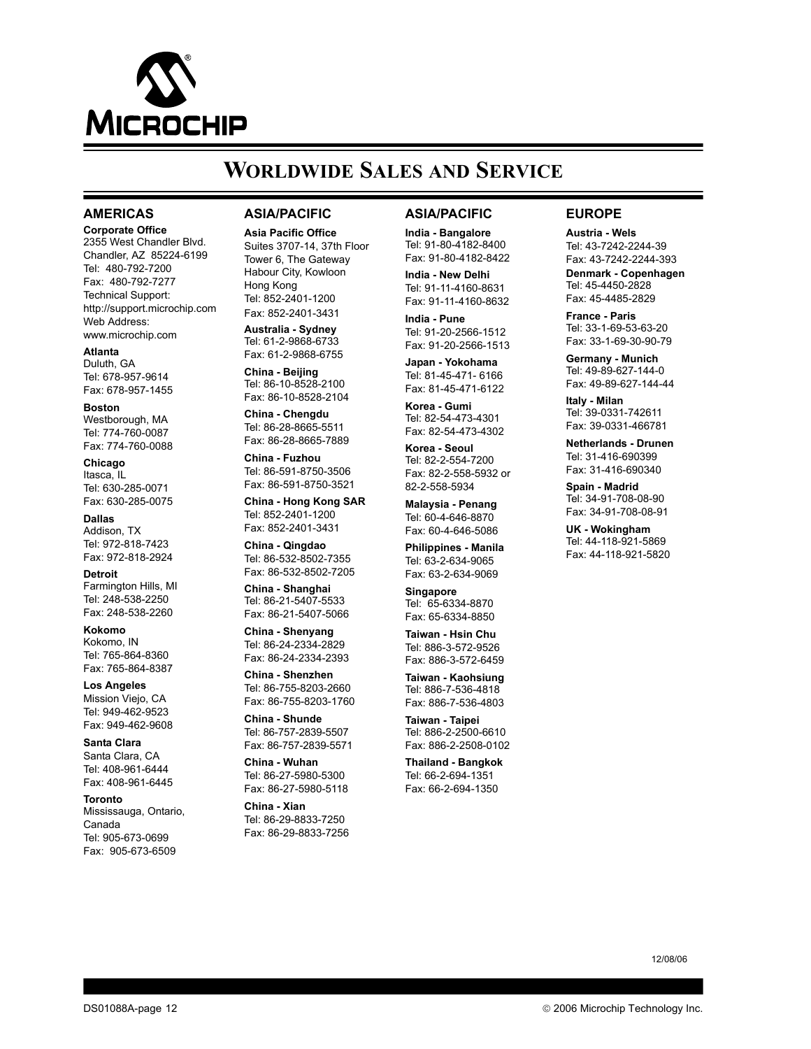# WORLDWIDE SALES AND SERVICE

## AMERICAS

**Corporate Office**
2355 West Chandler Blvd.
Chandler, AZ 85224-6199
Tel: 480-792-7200
Fax: 480-792-7277
Technical Support:
http://support.microchip.com
Web Address:
www.microchip.com

**Atlanta**
Duluth, GA
Tel: 678-957-9614
Fax: 678-957-1455

**Boston**
Westborough, MA
Tel: 774-760-0087
Fax: 774-760-0088

**Chicago**
Itasca, IL
Tel: 630-285-0071
Fax: 630-285-0075

**Dallas**
Addison, TX
Tel: 972-818-7423
Fax: 972-818-2924

**Detroit**
Farmington Hills, MI
Tel: 248-538-2250
Fax: 248-538-2260

**Kokomo**
Kokomo, IN
Tel: 765-864-8360
Fax: 765-864-8387

**Los Angeles**
Mission Viejo, CA
Tel: 949-462-9523
Fax: 949-462-9608

**Santa Clara**
Santa Clara, CA
Tel: 408-961-6444
Fax: 408-961-6445

**Toronto**
Mississauga, Ontario,
Canada
Tel: 905-673-0699
Fax: 905-673-6509

## ASIA/PACIFIC

**Asia Pacific Office**
Suites 3707-14, 37th Floor
Tower 6, The Gateway
Habour City, Kowloon
Hong Kong
Tel: 852-2401-1200
Fax: 852-2401-3431

**Australia - Sydney**
Tel: 61-2-9868-6733
Fax: 61-2-9868-6755

**China - Beijing**
Tel: 86-10-8528-2100
Fax: 86-10-8528-2104

**China - Chengdu**
Tel: 86-28-8665-5511
Fax: 86-28-8665-7889

**China - Fuzhou**
Tel: 86-591-8750-3506
Fax: 86-591-8750-3521

**China - Hong Kong SAR**
Tel: 852-2401-1200
Fax: 852-2401-3431

**China - Qingdao**
Tel: 86-532-8502-7355
Fax: 86-532-8502-7205

**China - Shanghai**
Tel: 86-21-5407-5533
Fax: 86-21-5407-5066

**China - Shenyang**
Tel: 86-24-2334-2829
Fax: 86-24-2334-2393

**China - Shenzhen**
Tel: 86-755-8203-2660
Fax: 86-755-8203-1760

**China - Shunde**
Tel: 86-757-2839-5507
Fax: 86-757-2839-5571

**China - Wuhan**
Tel: 86-27-5980-5300
Fax: 86-27-5980-5118

**China - Xian**
Tel: 86-29-8833-7250
Fax: 86-29-8833-7256

## ASIA/PACIFIC

**India - Bangalore**
Tel: 91-80-4182-8400
Fax: 91-80-4182-8422

**India - New Delhi**
Tel: 91-11-4160-8631
Fax: 91-11-4160-8632

**India - Pune**
Tel: 91-20-2566-1512
Fax: 91-20-2566-1513

**Japan - Yokohama**
Tel: 81-45-471- 6166
Fax: 81-45-471-6122

**Korea - Gumi**
Tel: 82-54-473-4301
Fax: 82-54-473-4302

**Korea - Seoul**
Tel: 82-2-554-7200
Fax: 82-2-558-5932 or
82-2-558-5934

**Malaysia - Penang**
Tel: 60-4-646-8870
Fax: 60-4-646-5086

**Philippines - Manila**
Tel: 63-2-634-9065
Fax: 63-2-634-9069

**Singapore**
Tel: 65-6334-8870
Fax: 65-6334-8850

**Taiwan - Hsin Chu**
Tel: 886-3-572-9526
Fax: 886-3-572-6459

**Taiwan - Kaohsiung**
Tel: 886-7-536-4818
Fax: 886-7-536-4803

**Taiwan - Taipei**
Tel: 886-2-2500-6610
Fax: 886-2-2508-0102

**Thailand - Bangkok**
Tel: 66-2-694-1351
Fax: 66-2-694-1350

## EUROPE

**Austria - Wels**
Tel: 43-7242-2244-39
Fax: 43-7242-2244-393

**Denmark - Copenhagen**
Tel: 45-4450-2828
Fax: 45-4485-2829

**France - Paris**
Tel: 33-1-69-53-63-20
Fax: 33-1-69-30-90-79

**Germany - Munich**
Tel: 49-89-627-144-0
Fax: 49-89-627-144-44

**Italy - Milan**
Tel: 39-0331-742611
Fax: 39-0331-466781

**Netherlands - Drunen**
Tel: 31-416-690399
Fax: 31-416-690340

**Spain - Madrid**
Tel: 34-91-708-08-90
Fax: 34-91-708-08-91

**UK - Wokingham**
Tel: 44-118-921-5869
Fax: 44-118-921-5820

12/08/06